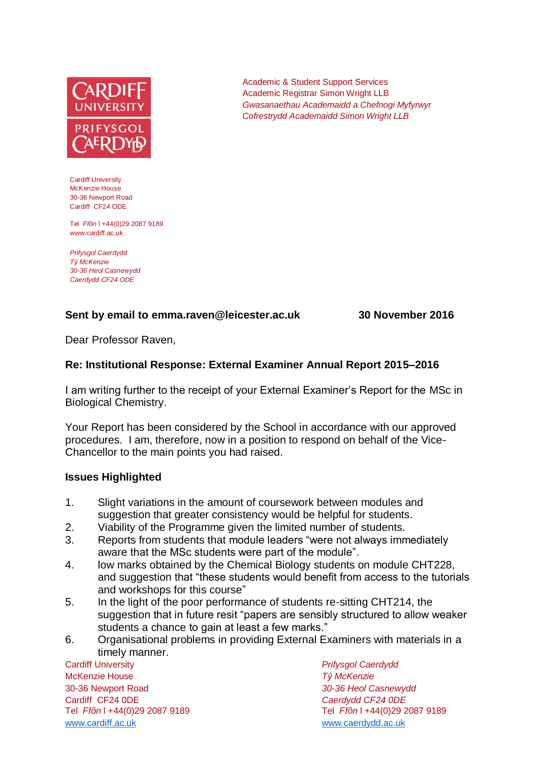Academic & Student Support Services
Academic Registrar Simon Wright LLB
*Gwasanaethau Academaidd a Chefnogi Myfyrwyr*
*Cofrestrydd Academaidd Simon Wright LLB*

Cardiff University
McKenzie House
30-36 Newport Road
Cardiff CF24 ODE

Tel *Ffôn* l +44(0)29 2087 9189
www.cardiff.ac.uk

*Prifysgol Caerdydd*
*Tŷ McKenzie*
*30-36 Heol Casnewydd*
*Caerdydd CF24 ODE*

**Sent by email to emma.raven@leicester.ac.uk** **30 November 2016**

Dear Professor Raven,

**Re: Institutional Response: External Examiner Annual Report 2015–2016**

I am writing further to the receipt of your External Examiner's Report for the MSc in Biological Chemistry.

Your Report has been considered by the School in accordance with our approved procedures. I am, therefore, now in a position to respond on behalf of the Vice-Chancellor to the main points you had raised.

**Issues Highlighted**

1. Slight variations in the amount of coursework between modules and suggestion that greater consistency would be helpful for students.
2. Viability of the Programme given the limited number of students.
3. Reports from students that module leaders "were not always immediately aware that the MSc students were part of the module".
4. low marks obtained by the Chemical Biology students on module CHT228, and suggestion that "these students would benefit from access to the tutorials and workshops for this course"
5. In the light of the poor performance of students re-sitting CHT214, the suggestion that in future resit "papers are sensibly structured to allow weaker students a chance to gain at least a few marks."
6. Organisational problems in providing External Examiners with materials in a timely manner.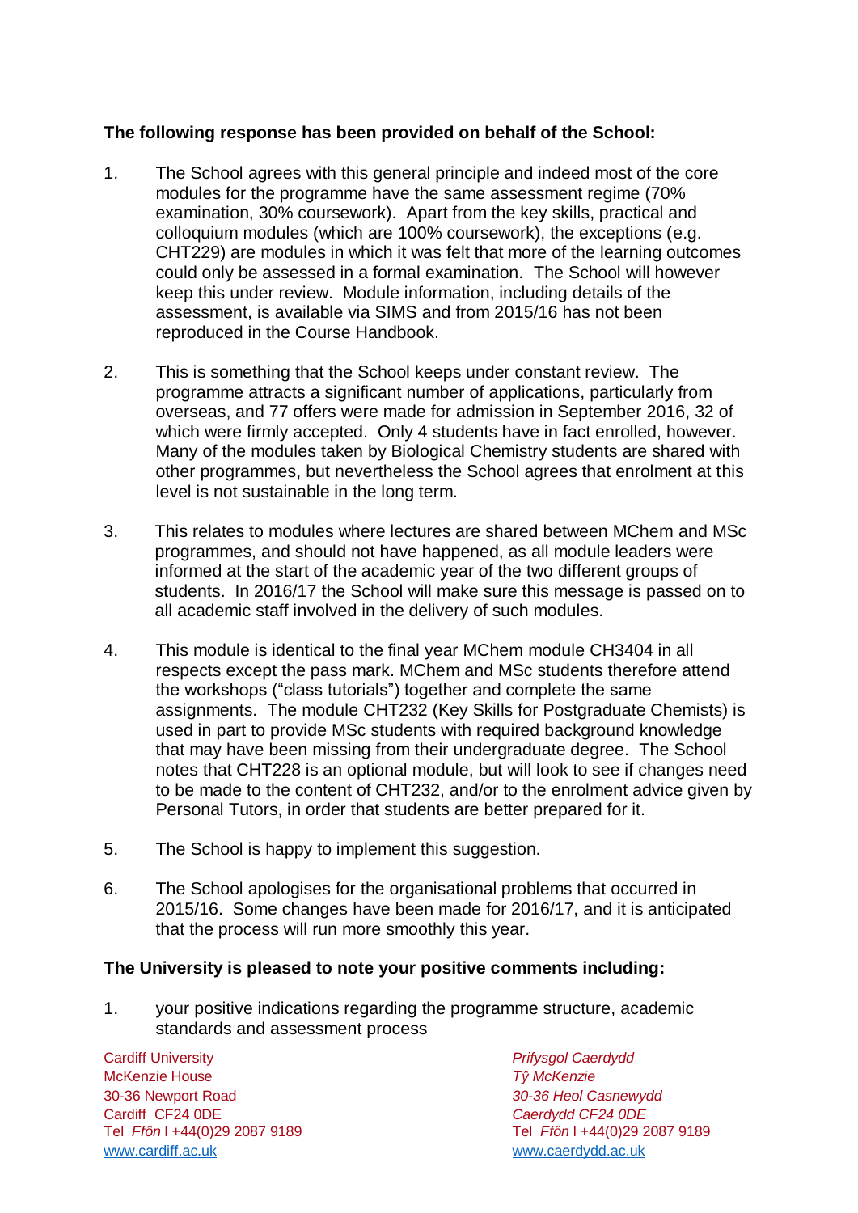**The following response has been provided on behalf of the School:**

1. The School agrees with this general principle and indeed most of the core modules for the programme have the same assessment regime (70% examination, 30% coursework). Apart from the key skills, practical and colloquium modules (which are 100% coursework), the exceptions (e.g. CHT229) are modules in which it was felt that more of the learning outcomes could only be assessed in a formal examination. The School will however keep this under review. Module information, including details of the assessment, is available via SIMS and from 2015/16 has not been reproduced in the Course Handbook.

2. This is something that the School keeps under constant review. The programme attracts a significant number of applications, particularly from overseas, and 77 offers were made for admission in September 2016, 32 of which were firmly accepted. Only 4 students have in fact enrolled, however. Many of the modules taken by Biological Chemistry students are shared with other programmes, but nevertheless the School agrees that enrolment at this level is not sustainable in the long term.

3. This relates to modules where lectures are shared between MChem and MSc programmes, and should not have happened, as all module leaders were informed at the start of the academic year of the two different groups of students. In 2016/17 the School will make sure this message is passed on to all academic staff involved in the delivery of such modules.

4. This module is identical to the final year MChem module CH3404 in all respects except the pass mark. MChem and MSc students therefore attend the workshops ("class tutorials") together and complete the same assignments. The module CHT232 (Key Skills for Postgraduate Chemists) is used in part to provide MSc students with required background knowledge that may have been missing from their undergraduate degree. The School notes that CHT228 is an optional module, but will look to see if changes need to be made to the content of CHT232, and/or to the enrolment advice given by Personal Tutors, in order that students are better prepared for it.

5. The School is happy to implement this suggestion.

6. The School apologises for the organisational problems that occurred in 2015/16. Some changes have been made for 2016/17, and it is anticipated that the process will run more smoothly this year.

**The University is pleased to note your positive comments including:**

1. your positive indications regarding the programme structure, academic standards and assessment process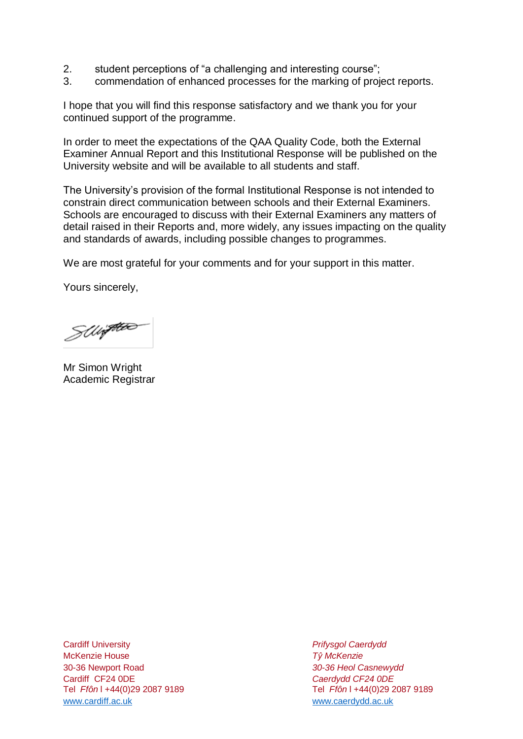2. student perceptions of “a challenging and interesting course”;
3. commendation of enhanced processes for the marking of project reports.

I hope that you will find this response satisfactory and we thank you for your continued support of the programme.

In order to meet the expectations of the QAA Quality Code, both the External Examiner Annual Report and this Institutional Response will be published on the University website and will be available to all students and staff.

The University’s provision of the formal Institutional Response is not intended to constrain direct communication between schools and their External Examiners. Schools are encouraged to discuss with their External Examiners any matters of detail raised in their Reports and, more widely, any issues impacting on the quality and standards of awards, including possible changes to programmes.

We are most grateful for your comments and for your support in this matter.

Yours sincerely,

Mr Simon Wright
Academic Registrar

Cardiff University
McKenzie House
30-36 Newport Road
Cardiff CF24 0DE
Tel *Ffôn* l +44(0)29 2087 9189
www.cardiff.ac.uk

*Prifysgol Caerdydd*
*Tŷ McKenzie*
*30-36 Heol Casnewydd*
*Caerdydd CF24 0DE*
Tel *Ffôn* l +44(0)29 2087 9189
www.caerdydd.ac.uk